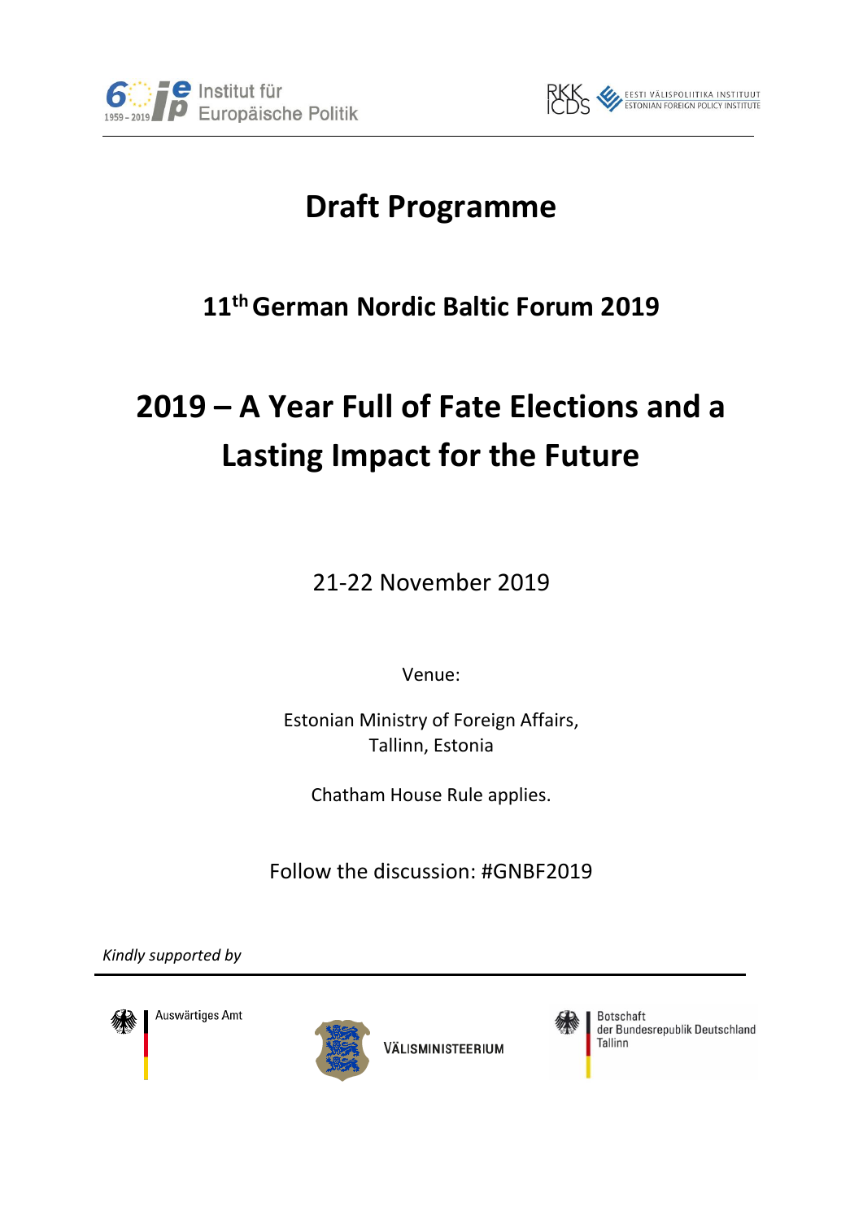# Draft Programme

## 11th German Nordic Baltic Forum 2019

# 2019 – A Year Full of Fate Elections and a Lasting Impact for the Future

21-22 November 2019

Venue:

Estonian Ministry of Foreign Affairs,
Tallinn, Estonia

Chatham House Rule applies.

Follow the discussion: #GNBF2019

*Kindly supported by*

Auswärtiges Amt

VÄLISMINISTEERIUM

Botschaft
der Bundesrepublik Deutschland
Tallinn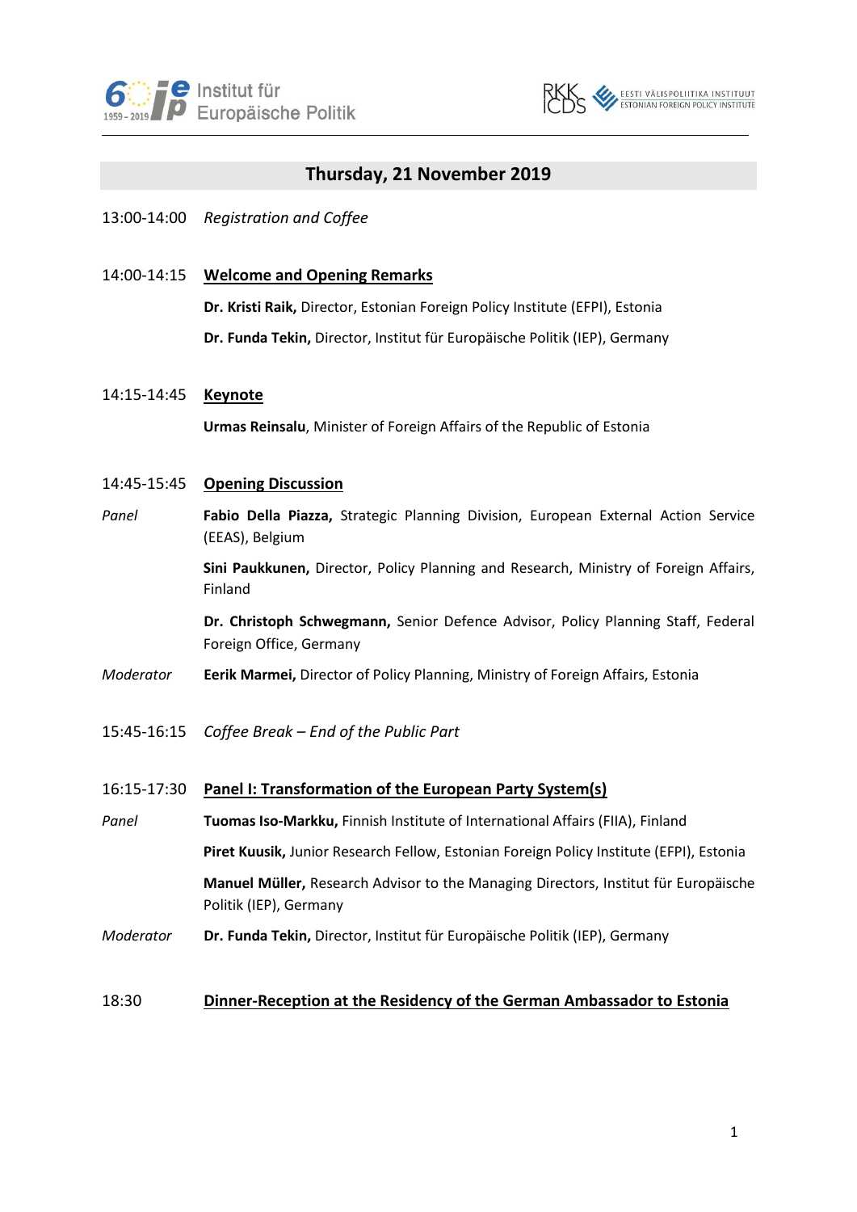## Thursday, 21 November 2019

13:00-14:00 *Registration and Coffee*

14:00-14:15 **Welcome and Opening Remarks**

**Dr. Kristi Raik,** Director, Estonian Foreign Policy Institute (EFPI), Estonia

**Dr. Funda Tekin,** Director, Institut für Europäische Politik (IEP), Germany

14:15-14:45 **Keynote**

**Urmas Reinsalu**, Minister of Foreign Affairs of the Republic of Estonia

14:45-15:45 **Opening Discussion**

*Panel*

**Fabio Della Piazza,** Strategic Planning Division, European External Action Service (EEAS), Belgium

**Sini Paukkunen,** Director, Policy Planning and Research, Ministry of Foreign Affairs, Finland

**Dr. Christoph Schwegmann,** Senior Defence Advisor, Policy Planning Staff, Federal Foreign Office, Germany

*Moderator*

**Eerik Marmei,** Director of Policy Planning, Ministry of Foreign Affairs, Estonia

15:45-16:15 *Coffee Break – End of the Public Part*

16:15-17:30 **Panel I: Transformation of the European Party System(s)**

*Panel*

**Tuomas Iso-Markku,** Finnish Institute of International Affairs (FIIA), Finland

**Piret Kuusik,** Junior Research Fellow, Estonian Foreign Policy Institute (EFPI), Estonia

**Manuel Müller,** Research Advisor to the Managing Directors, Institut für Europäische Politik (IEP), Germany

*Moderator*

**Dr. Funda Tekin,** Director, Institut für Europäische Politik (IEP), Germany

18:30 **Dinner-Reception at the Residency of the German Ambassador to Estonia**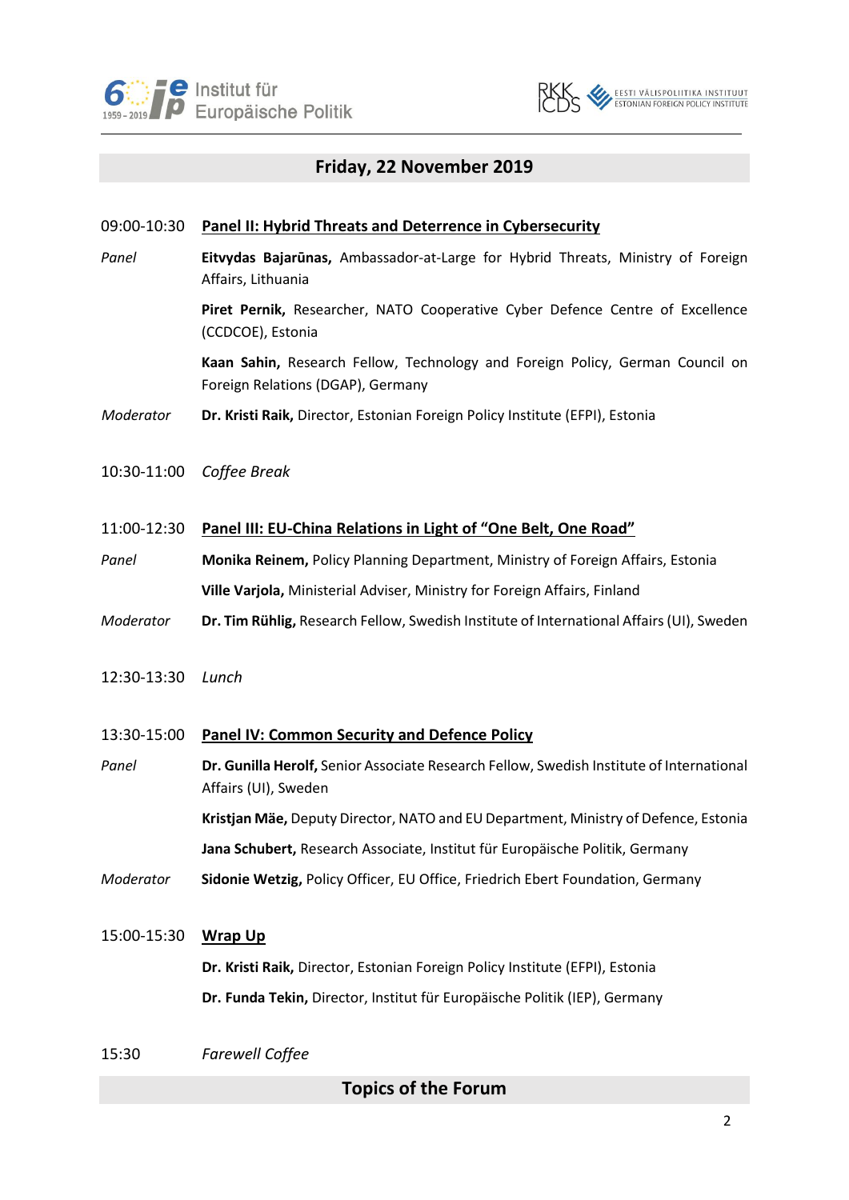## Friday, 22 November 2019

09:00-10:30 **Panel II: Hybrid Threats and Deterrence in Cybersecurity**

*Panel*

**Eitvydas Bajarūnas,** Ambassador-at-Large for Hybrid Threats, Ministry of Foreign Affairs, Lithuania

**Piret Pernik,** Researcher, NATO Cooperative Cyber Defence Centre of Excellence (CCDCOE), Estonia

**Kaan Sahin,** Research Fellow, Technology and Foreign Policy, German Council on Foreign Relations (DGAP), Germany

*Moderator* **Dr. Kristi Raik,** Director, Estonian Foreign Policy Institute (EFPI), Estonia

10:30-11:00 *Coffee Break*

11:00-12:30 **Panel III: EU-China Relations in Light of "One Belt, One Road"**

*Panel*

**Monika Reinem,** Policy Planning Department, Ministry of Foreign Affairs, Estonia

**Ville Varjola,** Ministerial Adviser, Ministry for Foreign Affairs, Finland

*Moderator* **Dr. Tim Rühlig,** Research Fellow, Swedish Institute of International Affairs (UI), Sweden

12:30-13:30 *Lunch*

13:30-15:00 **Panel IV: Common Security and Defence Policy**

*Panel*

**Dr. Gunilla Herolf,** Senior Associate Research Fellow, Swedish Institute of International Affairs (UI), Sweden

**Kristjan Mäe,** Deputy Director, NATO and EU Department, Ministry of Defence, Estonia

**Jana Schubert,** Research Associate, Institut für Europäische Politik, Germany

*Moderator* **Sidonie Wetzig,** Policy Officer, EU Office, Friedrich Ebert Foundation, Germany

15:00-15:30 **Wrap Up**

**Dr. Kristi Raik,** Director, Estonian Foreign Policy Institute (EFPI), Estonia

**Dr. Funda Tekin,** Director, Institut für Europäische Politik (IEP), Germany

15:30 *Farewell Coffee*

## Topics of the Forum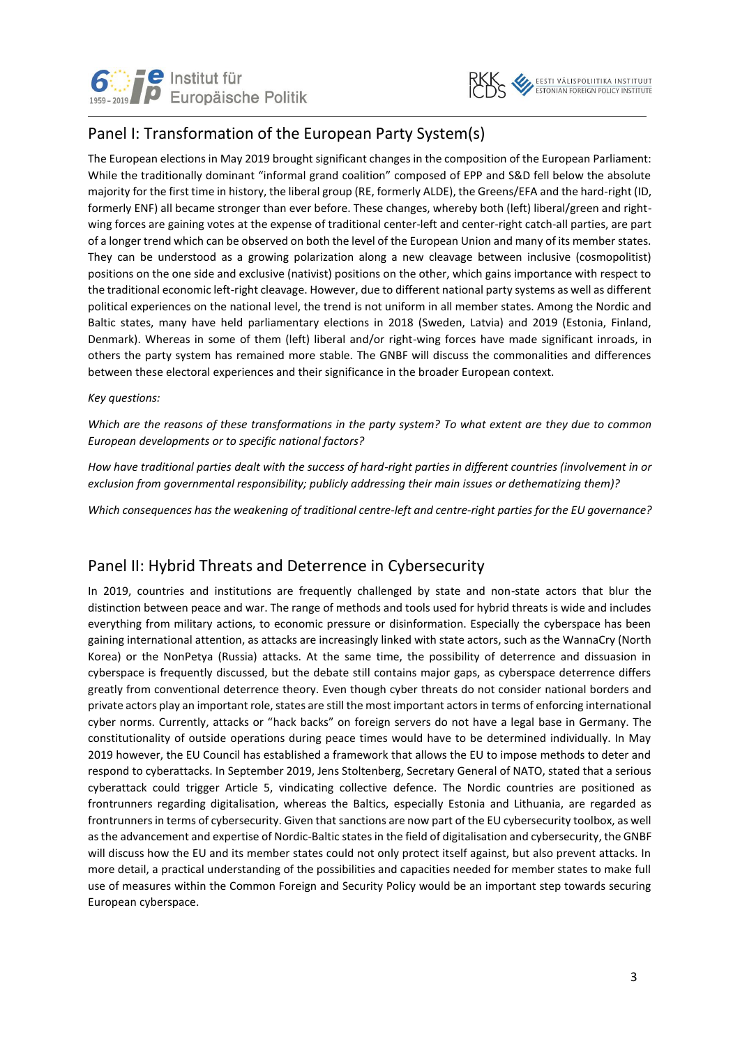## Panel I: Transformation of the European Party System(s)

The European elections in May 2019 brought significant changes in the composition of the European Parliament: While the traditionally dominant "informal grand coalition" composed of EPP and S&D fell below the absolute majority for the first time in history, the liberal group (RE, formerly ALDE), the Greens/EFA and the hard-right (ID, formerly ENF) all became stronger than ever before. These changes, whereby both (left) liberal/green and right-wing forces are gaining votes at the expense of traditional center-left and center-right catch-all parties, are part of a longer trend which can be observed on both the level of the European Union and many of its member states. They can be understood as a growing polarization along a new cleavage between inclusive (cosmopolitist) positions on the one side and exclusive (nativist) positions on the other, which gains importance with respect to the traditional economic left-right cleavage. However, due to different national party systems as well as different political experiences on the national level, the trend is not uniform in all member states. Among the Nordic and Baltic states, many have held parliamentary elections in 2018 (Sweden, Latvia) and 2019 (Estonia, Finland, Denmark). Whereas in some of them (left) liberal and/or right-wing forces have made significant inroads, in others the party system has remained more stable. The GNBF will discuss the commonalities and differences between these electoral experiences and their significance in the broader European context.

*Key questions:*

*Which are the reasons of these transformations in the party system? To what extent are they due to common European developments or to specific national factors?*

*How have traditional parties dealt with the success of hard-right parties in different countries (involvement in or exclusion from governmental responsibility; publicly addressing their main issues or dethematizing them)?*

*Which consequences has the weakening of traditional centre-left and centre-right parties for the EU governance?*

## Panel II: Hybrid Threats and Deterrence in Cybersecurity

In 2019, countries and institutions are frequently challenged by state and non-state actors that blur the distinction between peace and war. The range of methods and tools used for hybrid threats is wide and includes everything from military actions, to economic pressure or disinformation. Especially the cyberspace has been gaining international attention, as attacks are increasingly linked with state actors, such as the WannaCry (North Korea) or the NonPetya (Russia) attacks. At the same time, the possibility of deterrence and dissuasion in cyberspace is frequently discussed, but the debate still contains major gaps, as cyberspace deterrence differs greatly from conventional deterrence theory. Even though cyber threats do not consider national borders and private actors play an important role, states are still the most important actors in terms of enforcing international cyber norms. Currently, attacks or "hack backs" on foreign servers do not have a legal base in Germany. The constitutionality of outside operations during peace times would have to be determined individually. In May 2019 however, the EU Council has established a framework that allows the EU to impose methods to deter and respond to cyberattacks. In September 2019, Jens Stoltenberg, Secretary General of NATO, stated that a serious cyberattack could trigger Article 5, vindicating collective defence. The Nordic countries are positioned as frontrunners regarding digitalisation, whereas the Baltics, especially Estonia and Lithuania, are regarded as frontrunners in terms of cybersecurity. Given that sanctions are now part of the EU cybersecurity toolbox, as well as the advancement and expertise of Nordic-Baltic states in the field of digitalisation and cybersecurity, the GNBF will discuss how the EU and its member states could not only protect itself against, but also prevent attacks. In more detail, a practical understanding of the possibilities and capacities needed for member states to make full use of measures within the Common Foreign and Security Policy would be an important step towards securing European cyberspace.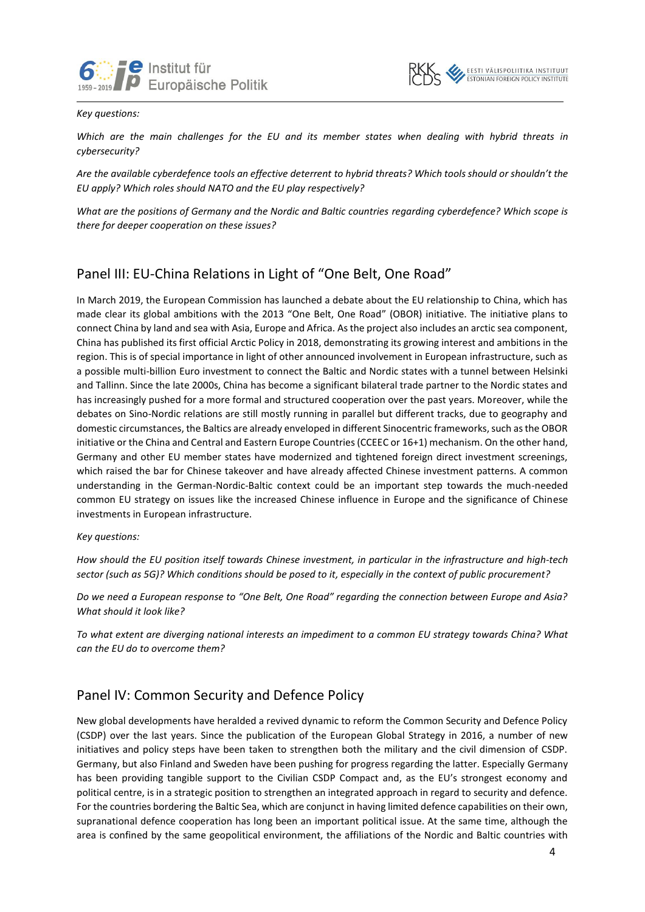*Key questions:*

*Which are the main challenges for the EU and its member states when dealing with hybrid threats in cybersecurity?*

*Are the available cyberdefence tools an effective deterrent to hybrid threats? Which tools should or shouldn't the EU apply? Which roles should NATO and the EU play respectively?*

*What are the positions of Germany and the Nordic and Baltic countries regarding cyberdefence? Which scope is there for deeper cooperation on these issues?*

## Panel III: EU-China Relations in Light of "One Belt, One Road"

In March 2019, the European Commission has launched a debate about the EU relationship to China, which has made clear its global ambitions with the 2013 "One Belt, One Road" (OBOR) initiative. The initiative plans to connect China by land and sea with Asia, Europe and Africa. As the project also includes an arctic sea component, China has published its first official Arctic Policy in 2018, demonstrating its growing interest and ambitions in the region. This is of special importance in light of other announced involvement in European infrastructure, such as a possible multi-billion Euro investment to connect the Baltic and Nordic states with a tunnel between Helsinki and Tallinn. Since the late 2000s, China has become a significant bilateral trade partner to the Nordic states and has increasingly pushed for a more formal and structured cooperation over the past years. Moreover, while the debates on Sino-Nordic relations are still mostly running in parallel but different tracks, due to geography and domestic circumstances, the Baltics are already enveloped in different Sinocentric frameworks, such as the OBOR initiative or the China and Central and Eastern Europe Countries (CCEEC or 16+1) mechanism. On the other hand, Germany and other EU member states have modernized and tightened foreign direct investment screenings, which raised the bar for Chinese takeover and have already affected Chinese investment patterns. A common understanding in the German-Nordic-Baltic context could be an important step towards the much-needed common EU strategy on issues like the increased Chinese influence in Europe and the significance of Chinese investments in European infrastructure.

*Key questions:*

*How should the EU position itself towards Chinese investment, in particular in the infrastructure and high-tech sector (such as 5G)? Which conditions should be posed to it, especially in the context of public procurement?*

*Do we need a European response to "One Belt, One Road" regarding the connection between Europe and Asia? What should it look like?*

*To what extent are diverging national interests an impediment to a common EU strategy towards China? What can the EU do to overcome them?*

## Panel IV: Common Security and Defence Policy

New global developments have heralded a revived dynamic to reform the Common Security and Defence Policy (CSDP) over the last years. Since the publication of the European Global Strategy in 2016, a number of new initiatives and policy steps have been taken to strengthen both the military and the civil dimension of CSDP. Germany, but also Finland and Sweden have been pushing for progress regarding the latter. Especially Germany has been providing tangible support to the Civilian CSDP Compact and, as the EU's strongest economy and political centre, is in a strategic position to strengthen an integrated approach in regard to security and defence. For the countries bordering the Baltic Sea, which are conjunct in having limited defence capabilities on their own, supranational defence cooperation has long been an important political issue. At the same time, although the area is confined by the same geopolitical environment, the affiliations of the Nordic and Baltic countries with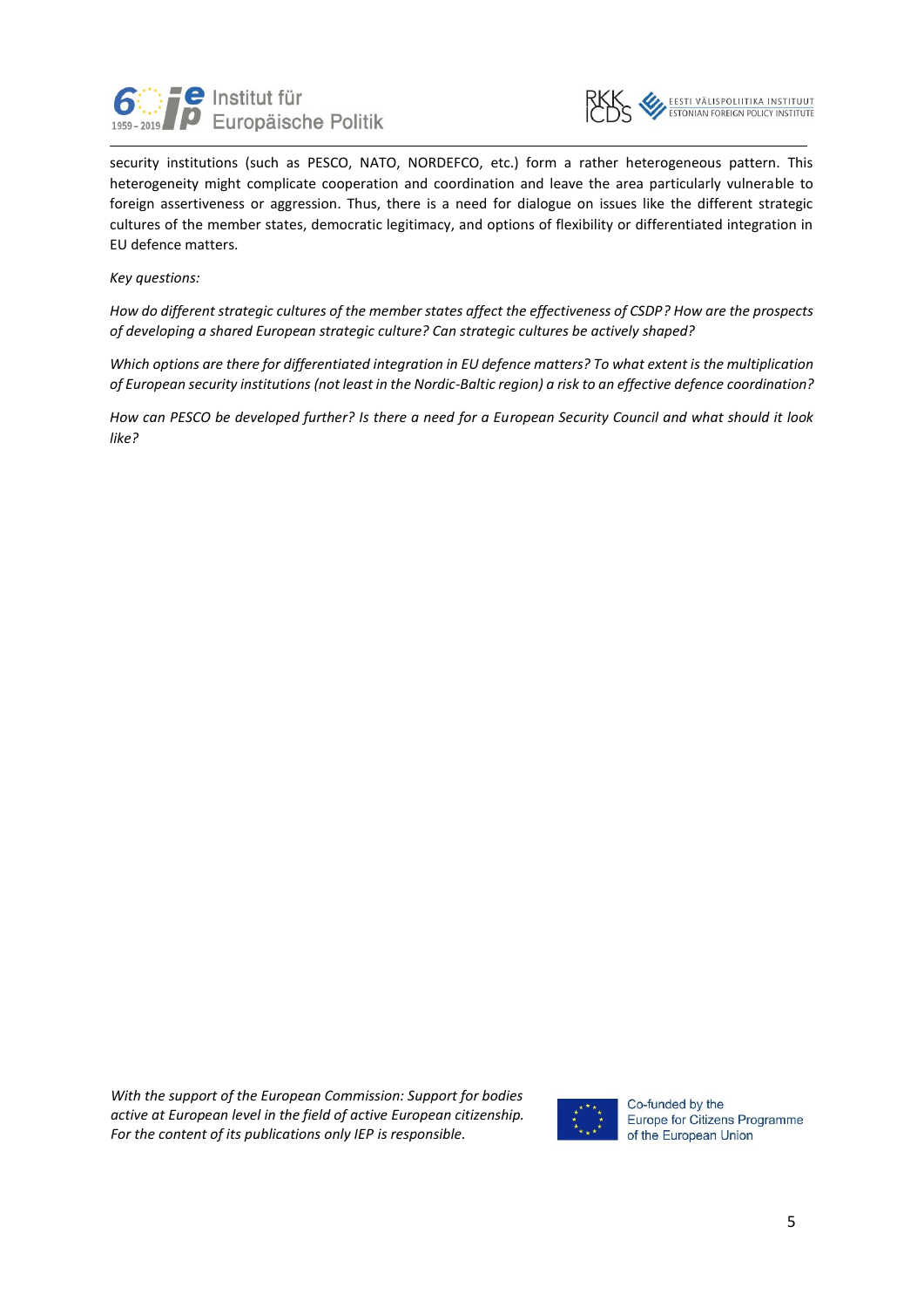security institutions (such as PESCO, NATO, NORDEFCO, etc.) form a rather heterogeneous pattern. This heterogeneity might complicate cooperation and coordination and leave the area particularly vulnerable to foreign assertiveness or aggression. Thus, there is a need for dialogue on issues like the different strategic cultures of the member states, democratic legitimacy, and options of flexibility or differentiated integration in EU defence matters.

*Key questions:*

*How do different strategic cultures of the member states affect the effectiveness of CSDP? How are the prospects of developing a shared European strategic culture? Can strategic cultures be actively shaped?*

*Which options are there for differentiated integration in EU defence matters? To what extent is the multiplication of European security institutions (not least in the Nordic-Baltic region) a risk to an effective defence coordination?*

*How can PESCO be developed further? Is there a need for a European Security Council and what should it look like?*

*With the support of the European Commission: Support for bodies active at European level in the field of active European citizenship. For the content of its publications only IEP is responsible.*

Co-funded by the Europe for Citizens Programme of the European Union